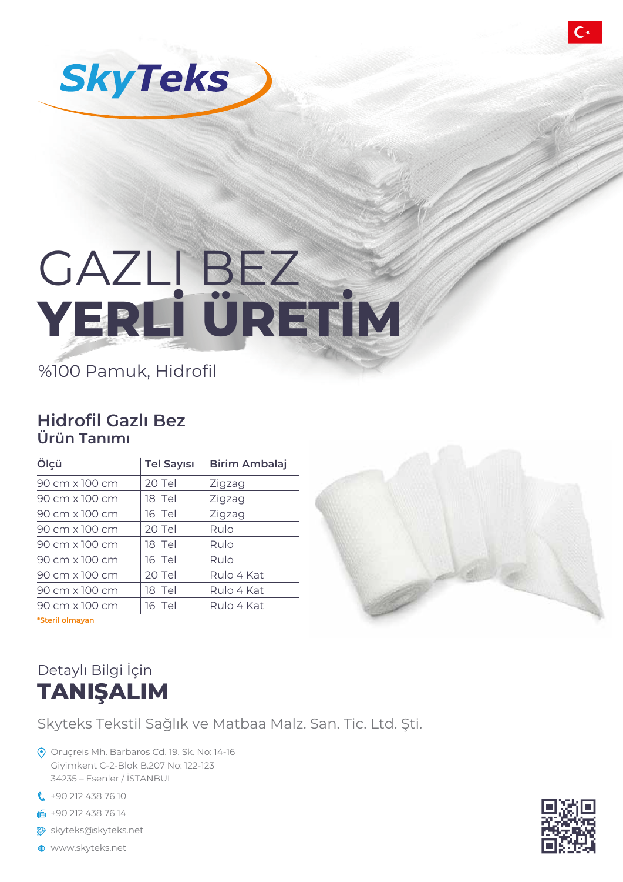# SkyTeks

# GAZLI BEZ
# YERLİ ÜRETİM

%100 Pamuk, Hidrofil

## Hidrofil Gazlı Bez
### Ürün Tanımı

| Ölçü | Tel Sayısı | Birim Ambalaj |
|---|---|---|
| 90 cm x 100 cm | 20 Tel | Zigzag |
| 90 cm x 100 cm | 18 Tel | Zigzag |
| 90 cm x 100 cm | 16 Tel | Zigzag |
| 90 cm x 100 cm | 20 Tel | Rulo |
| 90 cm x 100 cm | 18 Tel | Rulo |
| 90 cm x 100 cm | 16 Tel | Rulo |
| 90 cm x 100 cm | 20 Tel | Rulo 4 Kat |
| 90 cm x 100 cm | 18 Tel | Rulo 4 Kat |
| 90 cm x 100 cm | 16 Tel | Rulo 4 Kat |

*Steril olmayan

Detaylı Bilgi İçin
## TANIŞALIM

Skyteks Tekstil Sağlık ve Matbaa Malz. San. Tic. Ltd. Şti.

Oruçreis Mh. Barbaros Cd. 19. Sk. No: 14-16
Giyimkent C-2-Blok B.207 No: 122-123
34235 – Esenler / İSTANBUL

+90 212 438 76 10

+90 212 438 76 14

skyteks@skyteks.net

www.skyteks.net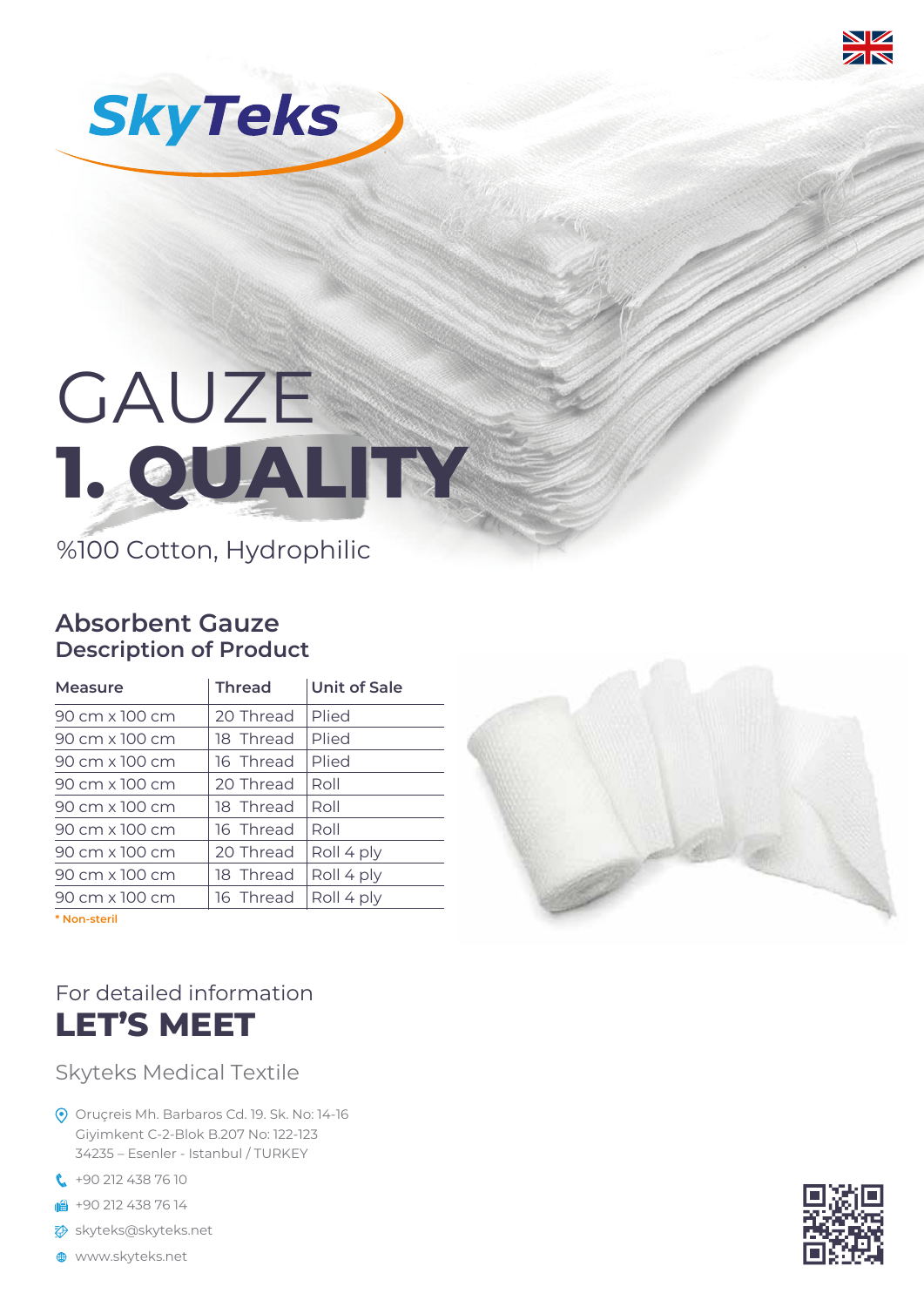# SkyTeks

# GAUZE
# 1. QUALITY

%100 Cotton, Hydrophilic

## Absorbent Gauze
### Description of Product

| Measure | Thread | Unit of Sale |
|---|---|---|
| 90 cm x 100 cm | 20 Thread | Plied |
| 90 cm x 100 cm | 18 Thread | Plied |
| 90 cm x 100 cm | 16 Thread | Plied |
| 90 cm x 100 cm | 20 Thread | Roll |
| 90 cm x 100 cm | 18 Thread | Roll |
| 90 cm x 100 cm | 16 Thread | Roll |
| 90 cm x 100 cm | 20 Thread | Roll 4 ply |
| 90 cm x 100 cm | 18 Thread | Roll 4 ply |
| 90 cm x 100 cm | 16 Thread | Roll 4 ply |

* Non-steril

For detailed information
## LET'S MEET

Skyteks Medical Textile

- Oruçreis Mh. Barbaros Cd. 19. Sk. No: 14-16
  Giyimkent C-2-Blok B.207 No: 122-123
  34235 – Esenler - Istanbul / TURKEY
- +90 212 438 76 10
- +90 212 438 76 14
- skyteks@skyteks.net
- www.skyteks.net